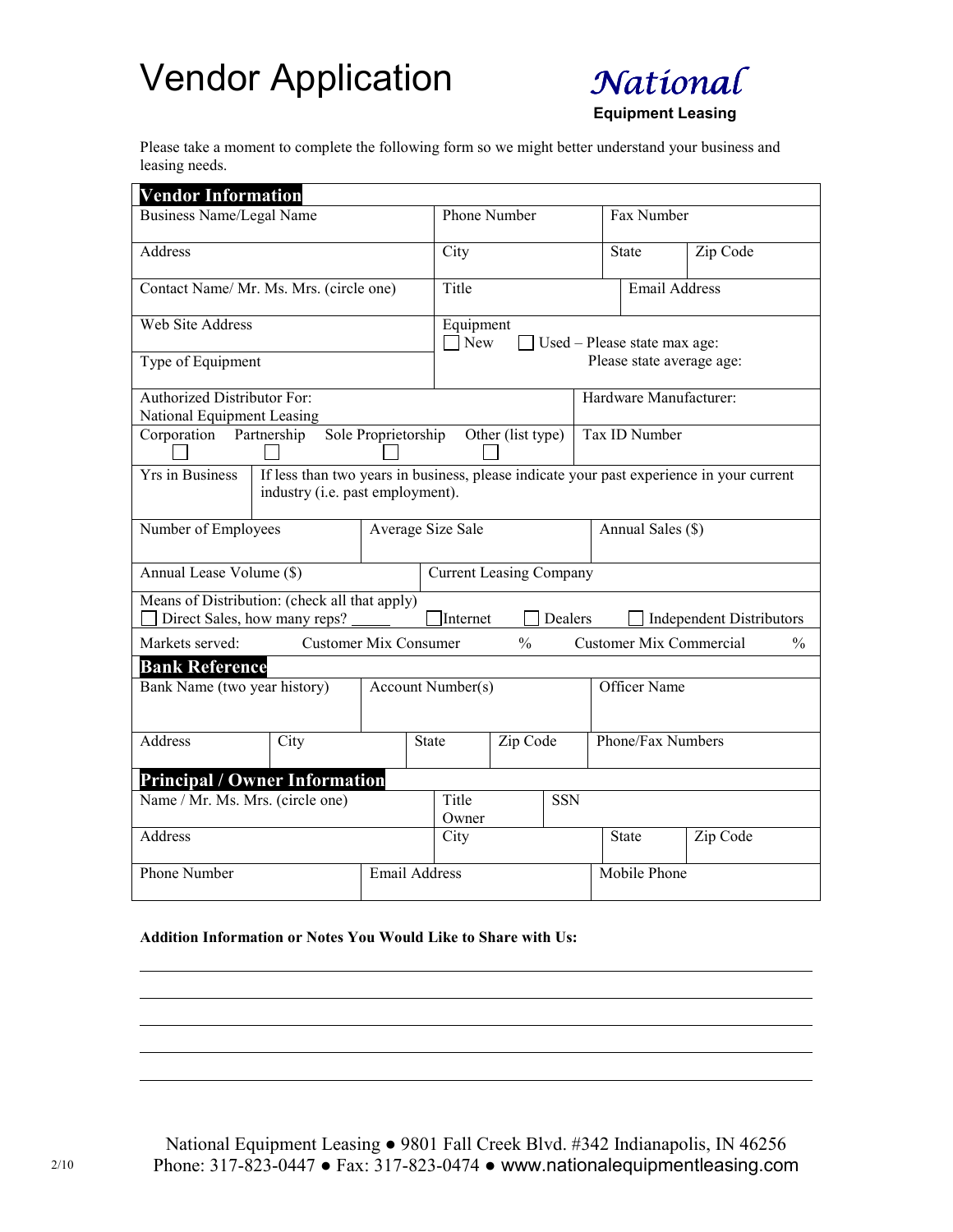# Vendor Application

**National**
**Equipment Leasing**

Please take a moment to complete the following form so we might better understand your business and leasing needs.

## Vendor Information

| Business Name/Legal Name | Phone Number | Fax Number | |
|---|---|---|---|
| Address | City | State | Zip Code |
| Contact Name/ Mr. Ms. Mrs. (circle one) | Title | Email Address | |
| Web Site Address | Equipment ☐ New ☐ Used – Please state max age: | | |
| Type of Equipment | Please state average age: | | |
| Authorized Distributor For: National Equipment Leasing | | Hardware Manufacturer: | |
| Corporation ☐ Partnership ☐ Sole Proprietorship ☐ Other (list type) ☐ | | Tax ID Number | |

| Yrs in Business | If less than two years in business, please indicate your past experience in your current industry (i.e. past employment). |
|---|---|

| Number of Employees | Average Size Sale | Annual Sales ($) |
|---|---|---|

| Annual Lease Volume ($) | Current Leasing Company |
|---|---|

Means of Distribution: (check all that apply)
☐ Direct Sales, how many reps? _____ ☐ Internet ☐ Dealers ☐ Independent Distributors

Markets served: Customer Mix Consumer % Customer Mix Commercial %

## Bank Reference

| Bank Name (two year history) | Account Number(s) | Officer Name |
|---|---|---|

| Address | City | State | Zip Code | Phone/Fax Numbers |
|---|---|---|---|---|

## Principal / Owner Information

| Name / Mr. Ms. Mrs. (circle one) | Title Owner | SSN | |
|---|---|---|---|
| Address | City | State | Zip Code |

| Phone Number | Email Address | Mobile Phone |
|---|---|---|

**Addition Information or Notes You Would Like to Share with Us:**

_______________________________________________

_______________________________________________

_______________________________________________

_______________________________________________

_______________________________________________

National Equipment Leasing ● 9801 Fall Creek Blvd. #342 Indianapolis, IN 46256
Phone: 317-823-0447 ● Fax: 317-823-0474 ● www.nationalequipmentleasing.com

2/10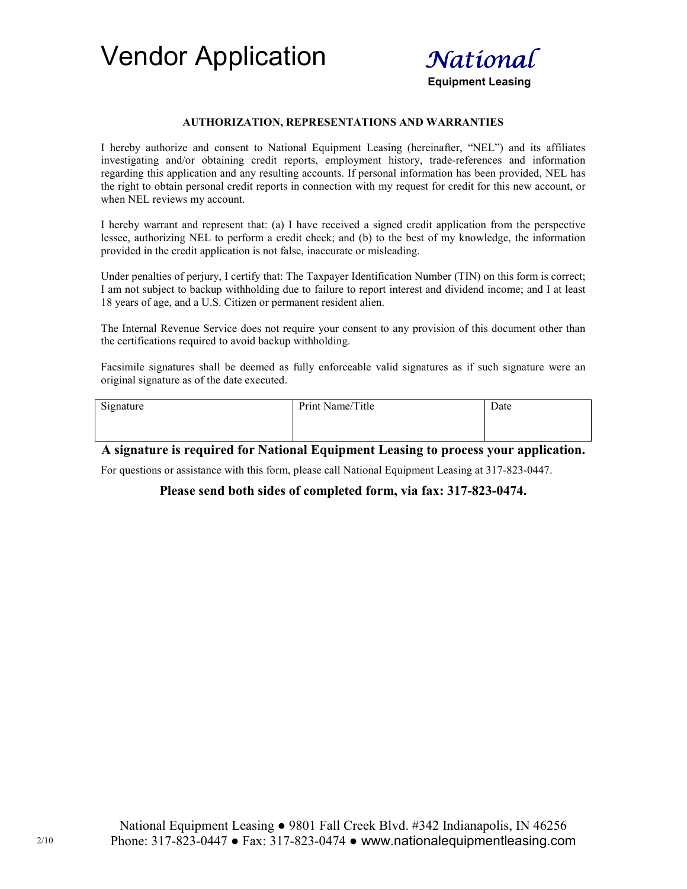# Vendor Application

**National**
**Equipment Leasing**

### AUTHORIZATION, REPRESENTATIONS AND WARRANTIES

I hereby authorize and consent to National Equipment Leasing (hereinafter, "NEL") and its affiliates investigating and/or obtaining credit reports, employment history, trade-references and information regarding this application and any resulting accounts. If personal information has been provided, NEL has the right to obtain personal credit reports in connection with my request for credit for this new account, or when NEL reviews my account.

I hereby warrant and represent that: (a) I have received a signed credit application from the perspective lessee, authorizing NEL to perform a credit check; and (b) to the best of my knowledge, the information provided in the credit application is not false, inaccurate or misleading.

Under penalties of perjury, I certify that: The Taxpayer Identification Number (TIN) on this form is correct; I am not subject to backup withholding due to failure to report interest and dividend income; and I at least 18 years of age, and a U.S. Citizen or permanent resident alien.

The Internal Revenue Service does not require your consent to any provision of this document other than the certifications required to avoid backup withholding.

Facsimile signatures shall be deemed as fully enforceable valid signatures as if such signature were an original signature as of the date executed.

| Signature | Print Name/Title | Date |
| --- | --- | --- |
| | | |

**A signature is required for National Equipment Leasing to process your application.**

For questions or assistance with this form, please call National Equipment Leasing at 317-823-0447.

**Please send both sides of completed form, via fax: 317-823-0474.**

National Equipment Leasing ● 9801 Fall Creek Blvd. #342 Indianapolis, IN 46256
Phone: 317-823-0447 ● Fax: 317-823-0474 ● www.nationalequipmentleasing.com